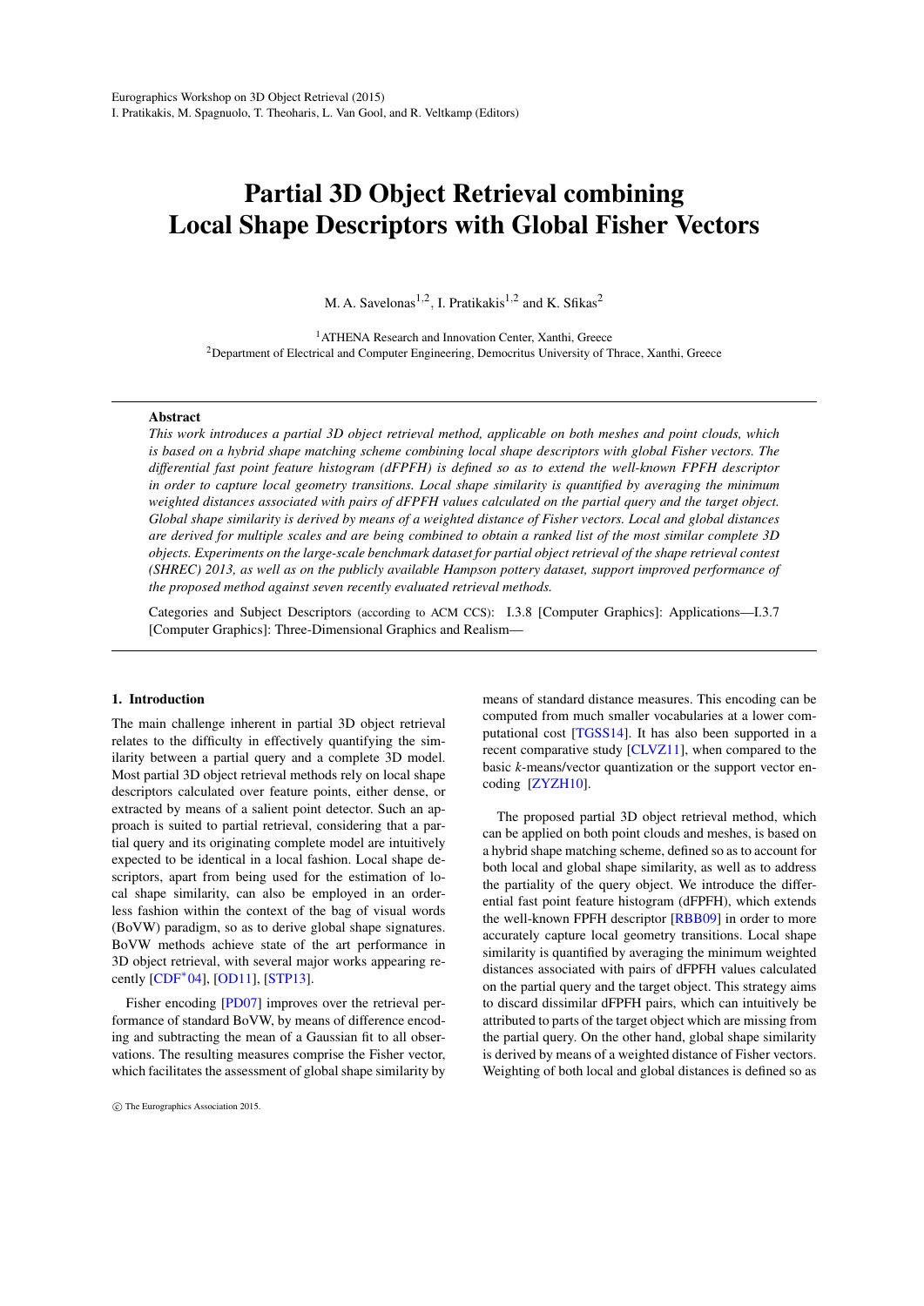Eurographics Workshop on 3D Object Retrieval (2015)
I. Pratikakis, M. Spagnuolo, T. Theoharis, L. Van Gool, and R. Veltkamp (Editors)

# Partial 3D Object Retrieval combining Local Shape Descriptors with Global Fisher Vectors

M. A. Savelonas[1,2], I. Pratikakis[1,2] and K. Sfikas[2]

[1]ATHENA Research and Innovation Center, Xanthi, Greece
[2]Department of Electrical and Computer Engineering, Democritus University of Thrace, Xanthi, Greece

## Abstract

*This work introduces a partial 3D object retrieval method, applicable on both meshes and point clouds, which is based on a hybrid shape matching scheme combining local shape descriptors with global Fisher vectors. The differential fast point feature histogram (dFPFH) is defined so as to extend the well-known FPFH descriptor in order to capture local geometry transitions. Local shape similarity is quantified by averaging the minimum weighted distances associated with pairs of dFPFH values calculated on the partial query and the target object. Global shape similarity is derived by means of a weighted distance of Fisher vectors. Local and global distances are derived for multiple scales and are being combined to obtain a ranked list of the most similar complete 3D objects. Experiments on the large-scale benchmark dataset for partial object retrieval of the shape retrieval contest (SHREC) 2013, as well as on the publicly available Hampson pottery dataset, support improved performance of the proposed method against several recently evaluated retrieval methods.*

Categories and Subject Descriptors (according to ACM CCS): I.3.8 [Computer Graphics]: Applications—I.3.7 [Computer Graphics]: Three-Dimensional Graphics and Realism—

## 1. Introduction

The main challenge inherent in partial 3D object retrieval relates to the difficulty in effectively quantifying the similarity between a partial query and a complete 3D model. Most partial 3D object retrieval methods rely on local shape descriptors calculated over feature points, either dense, or extracted by means of a salient point detector. Such an approach is suited to partial retrieval, considering that a partial query and its originating complete model are intuitively expected to be identical in a local fashion. Local shape descriptors, apart from being used for the estimation of local shape similarity, can also be employed in an orderless fashion within the context of the bag of visual words (BoVW) paradigm, so as to derive global shape signatures. BoVW methods achieve state of the art performance in 3D object retrieval, with several major works appearing recently [CDF*04], [OD11], [STP13].

Fisher encoding [PD07] improves over the retrieval performance of standard BoVW, by means of difference encoding and subtracting the mean of a Gaussian fit to all observations. The resulting measures comprise the Fisher vector, which facilitates the assessment of global shape similarity by means of standard distance measures. This encoding can be computed from much smaller vocabularies at a lower computational cost [TGSS14]. It has also been supported in a recent comparative study [CLVZ11], when compared to the basic $k$-means/vector quantization or the support vector encoding [ZYZH10].

The proposed partial 3D object retrieval method, which can be applied on both point clouds and meshes, is based on a hybrid shape matching scheme, defined so as to account for both local and global shape similarity, as well as to address the partiality of the query object. We introduce the differential fast point feature histogram (dFPFH), which extends the well-known FPFH descriptor [RBB09] in order to more accurately capture local geometry transitions. Local shape similarity is quantified by averaging the minimum weighted distances associated with pairs of dFPFH values calculated on the partial query and the target object. This strategy aims to discard dissimilar dFPFH pairs, which can intuitively be attributed to parts of the target object which are missing from the partial query. On the other hand, global shape similarity is derived by means of a weighted distance of Fisher vectors. Weighting of both local and global distances is defined so as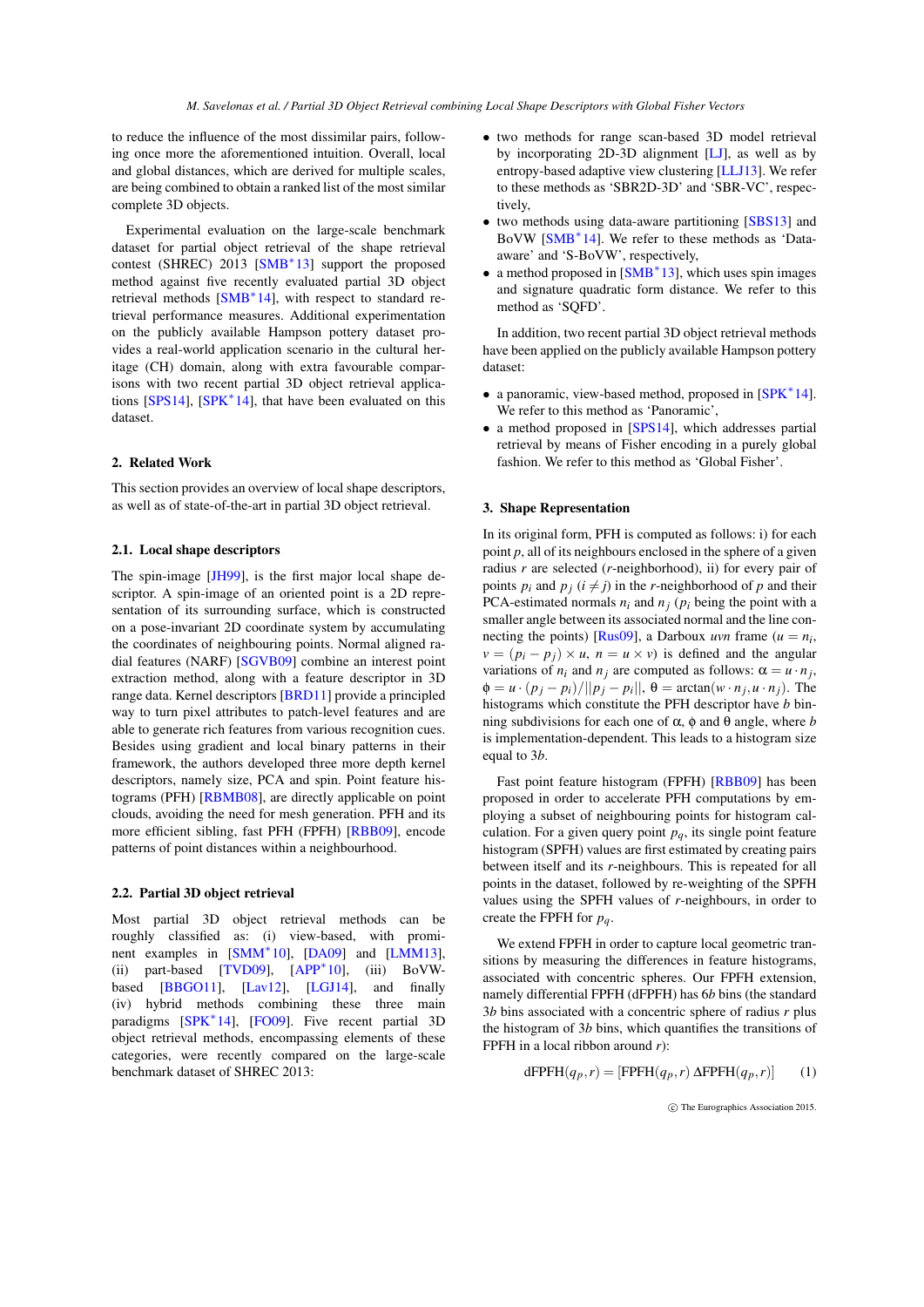to reduce the influence of the most dissimilar pairs, following once more the aforementioned intuition. Overall, local and global distances, which are derived for multiple scales, are being combined to obtain a ranked list of the most similar complete 3D objects.

Experimental evaluation on the large-scale benchmark dataset for partial object retrieval of the shape retrieval contest (SHREC) 2013 [SMB*13] support the proposed method against five recently evaluated partial 3D object retrieval methods [SMB*14], with respect to standard retrieval performance measures. Additional experimentation on the publicly available Hampson pottery dataset provides a real-world application scenario in the cultural heritage (CH) domain, along with extra favourable comparisons with two recent partial 3D object retrieval applications [SPS14], [SPK*14], that have been evaluated on this dataset.

## 2. Related Work

This section provides an overview of local shape descriptors, as well as of state-of-the-art in partial 3D object retrieval.

### 2.1. Local shape descriptors

The spin-image [JH99], is the first major local shape descriptor. A spin-image of an oriented point is a 2D representation of its surrounding surface, which is constructed on a pose-invariant 2D coordinate system by accumulating the coordinates of neighbouring points. Normal aligned radial features (NARF) [SGVB09] combine an interest point extraction method, along with a feature descriptor in 3D range data. Kernel descriptors [BRD11] provide a principled way to turn pixel attributes to patch-level features and are able to generate rich features from various recognition cues. Besides using gradient and local binary patterns in their framework, the authors developed three more depth kernel descriptors, namely size, PCA and spin. Point feature histograms (PFH) [RBMB08], are directly applicable on point clouds, avoiding the need for mesh generation. PFH and its more efficient sibling, fast PFH (FPFH) [RBB09], encode patterns of point distances within a neighbourhood.

### 2.2. Partial 3D object retrieval

Most partial 3D object retrieval methods can be roughly classified as: (i) view-based, with prominent examples in [SMM*10], [DA09] and [LMM13], (ii) part-based [TVD09], [APP*10], (iii) BoVW-based [BBGO11], [Lav12], [LGJ14], and finally (iv) hybrid methods combining these three main paradigms [SPK*14], [FO09]. Five recent partial 3D object retrieval methods, encompassing elements of these categories, were recently compared on the large-scale benchmark dataset of SHREC 2013:

- two methods for range scan-based 3D model retrieval by incorporating 2D-3D alignment [LJ], as well as by entropy-based adaptive view clustering [LLJ13]. We refer to these methods as 'SBR2D-3D' and 'SBR-VC', respectively,
- two methods using data-aware partitioning [SBS13] and BoVW [SMB*14]. We refer to these methods as 'Data-aware' and 'S-BoVW', respectively,
- a method proposed in [SMB*13], which uses spin images and signature quadratic form distance. We refer to this method as 'SQFD'.

In addition, two recent partial 3D object retrieval methods have been applied on the publicly available Hampson pottery dataset:

- a panoramic, view-based method, proposed in [SPK*14]. We refer to this method as 'Panoramic',
- a method proposed in [SPS14], which addresses partial retrieval by means of Fisher encoding in a purely global fashion. We refer to this method as 'Global Fisher'.

## 3. Shape Representation

In its original form, PFH is computed as follows: i) for each point $p$, all of its neighbours enclosed in the sphere of a given radius $r$ are selected ($r$-neighborhood), ii) for every pair of points $p_i$ and $p_j$ ($i \neq j$) in the $r$-neighborhood of $p$ and their PCA-estimated normals $n_i$ and $n_j$ ($p_i$ being the point with a smaller angle between its associated normal and the line connecting the points) [Rus09], a Darboux $uvn$ frame ($u = n_i$, $v = (p_i - p_j) \times u$, $n = u \times v$) is defined and the angular variations of $n_i$ and $n_j$ are computed as follows: $\alpha = u \cdot n_j$, $\phi = u \cdot (p_j - p_i)/||p_j - p_i||$, $\theta = \arctan(w \cdot n_j, u \cdot n_j)$. The histograms which constitute the PFH descriptor have $b$ binning subdivisions for each one of $\alpha$, $\phi$ and $\theta$ angle, where $b$ is implementation-dependent. This leads to a histogram size equal to $3b$.

Fast point feature histogram (FPFH) [RBB09] has been proposed in order to accelerate PFH computations by employing a subset of neighbouring points for histogram calculation. For a given query point $p_q$, its single point feature histogram (SPFH) values are first estimated by creating pairs between itself and its $r$-neighbours. This is repeated for all points in the dataset, followed by re-weighting of the SPFH values using the SPFH values of $r$-neighbours, in order to create the FPFH for $p_q$.

We extend FPFH in order to capture local geometric transitions by measuring the differences in feature histograms, associated with concentric spheres. Our FPFH extension, namely differential FPFH (dFPFH) has $6b$ bins (the standard $3b$ bins associated with a concentric sphere of radius $r$ plus the histogram of $3b$ bins, which quantifies the transitions of FPFH in a local ribbon around $r$):

$$\text{dFPFH}(q_p, r) = [\text{FPFH}(q_p, r)\ \Delta\text{FPFH}(q_p, r)] \quad (1)$$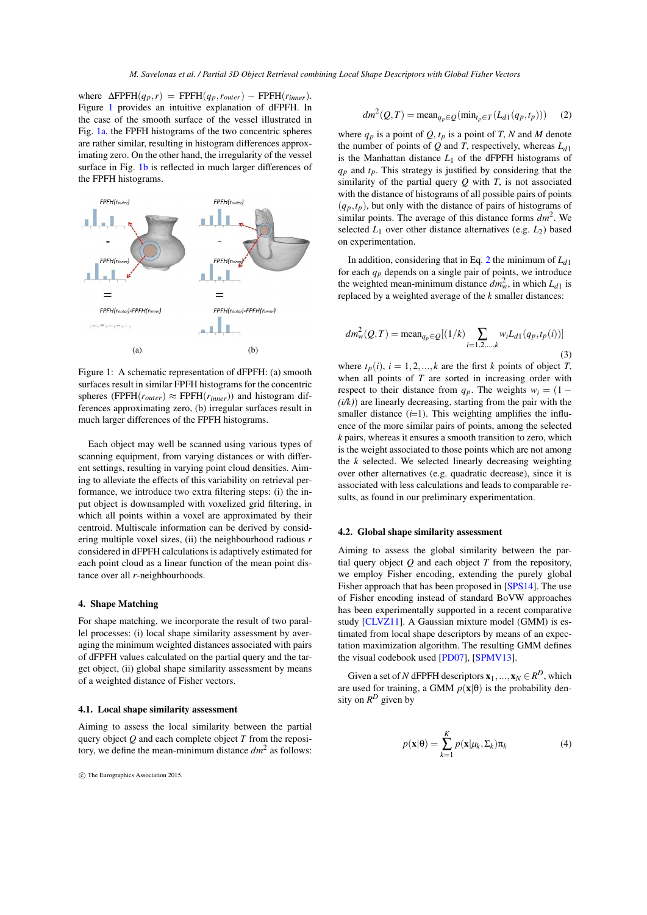where $\Delta\text{FPFH}(q_p, r) = \text{FPFH}(q_p, r_{outer}) - \text{FPFH}(r_{inner})$. Figure 1 provides an intuitive explanation of dFPFH. In the case of the smooth surface of the vessel illustrated in Fig. 1a, the FPFH histograms of the two concentric spheres are rather similar, resulting in histogram differences approximating zero. On the other hand, the irregularity of the vessel surface in Fig. 1b is reflected in much larger differences of the FPFH histograms.

Figure 1: A schematic representation of dFPFH: (a) smooth surfaces result in similar FPFH histograms for the concentric spheres ($\text{FPFH}(r_{outer}) \approx \text{FPFH}(r_{inner})$) and histogram differences approximating zero, (b) irregular surfaces result in much larger differences of the FPFH histograms.

Each object may well be scanned using various types of scanning equipment, from varying distances or with different settings, resulting in varying point cloud densities. Aiming to alleviate the effects of this variability on retrieval performance, we introduce two extra filtering steps: (i) the input object is downsampled with voxelized grid filtering, in which all points within a voxel are approximated by their centroid. Multiscale information can be derived by considering multiple voxel sizes, (ii) the neighbourhood radius $r$ considered in dFPFH calculations is adaptively estimated for each point cloud as a linear function of the mean point distance over all $r$-neighbourhoods.

## 4. Shape Matching

For shape matching, we incorporate the result of two parallel processes: (i) local shape similarity assessment by averaging the minimum weighted distances associated with pairs of dFPFH values calculated on the partial query and the target object, (ii) global shape similarity assessment by means of a weighted distance of Fisher vectors.

### 4.1. Local shape similarity assessment

Aiming to assess the local similarity between the partial query object $Q$ and each complete object $T$ from the repository, we define the mean-minimum distance $dm^2$ as follows:

$$dm^2(Q,T) = \text{mean}_{q_p \in Q}(\min_{t_p \in T}(L_{d1}(q_p, t_p))) \quad (2)$$

where $q_p$ is a point of $Q$, $t_p$ is a point of $T$, $N$ and $M$ denote the number of points of $Q$ and $T$, respectively, whereas $L_{d1}$ is the Manhattan distance $L_1$ of the dFPFH histograms of $q_p$ and $t_p$. This strategy is justified by considering that the similarity of the partial query $Q$ with $T$, is not associated with the distance of histograms of all possible pairs of points $(q_p, t_p)$, but only with the distance of pairs of histograms of similar points. The average of this distance forms $dm^2$. We selected $L_1$ over other distance alternatives (e.g. $L_2$) based on experimentation.

In addition, considering that in Eq. 2 the minimum of $L_{d1}$ for each $q_p$ depends on a single pair of points, we introduce the weighted mean-minimum distance $dm_w^2$, in which $L_{d1}$ is replaced by a weighted average of the $k$ smaller distances:

$$dm_w^2(Q,T) = \text{mean}_{q_p \in Q}[(1/k) \sum_{i=1,2,\ldots,k} w_i L_{d1}(q_p, t_p(i))] \quad (3)$$

where $t_p(i)$, $i = 1, 2, \ldots, k$ are the first $k$ points of object $T$, when all points of $T$ are sorted in increasing order with respect to their distance from $q_p$. The weights $w_i = (1 - (i/k))$ are linearly decreasing, starting from the pair with the smaller distance ($i$=1). This weighting amplifies the influence of the more similar pairs of points, among the selected $k$ pairs, whereas it ensures a smooth transition to zero, which is the weight associated to those points which are not among the $k$ selected. We selected linearly decreasing weighting over other alternatives (e.g. quadratic decrease), since it is associated with less calculations and leads to comparable results, as found in our preliminary experimentation.

### 4.2. Global shape similarity assessment

Aiming to assess the global similarity between the partial query object $Q$ and each object $T$ from the repository, we employ Fisher encoding, extending the purely global Fisher approach that has been proposed in [SPS14]. The use of Fisher encoding instead of standard BoVW approaches has been experimentally supported in a recent comparative study [CLVZ11]. A Gaussian mixture model (GMM) is estimated from local shape descriptors by means of an expectation maximization algorithm. The resulting GMM defines the visual codebook used [PD07], [SPMV13].

Given a set of $N$ dFPFH descriptors $\mathbf{x}_1, \ldots, \mathbf{x}_N \in R^D$, which are used for training, a GMM $p(\mathbf{x}|\theta)$ is the probability density on $R^D$ given by

$$p(\mathbf{x}|\theta) = \sum_{k=1}^{K} p(\mathbf{x}|\mu_k, \Sigma_k)\pi_k \quad (4)$$

© The Eurographics Association 2015.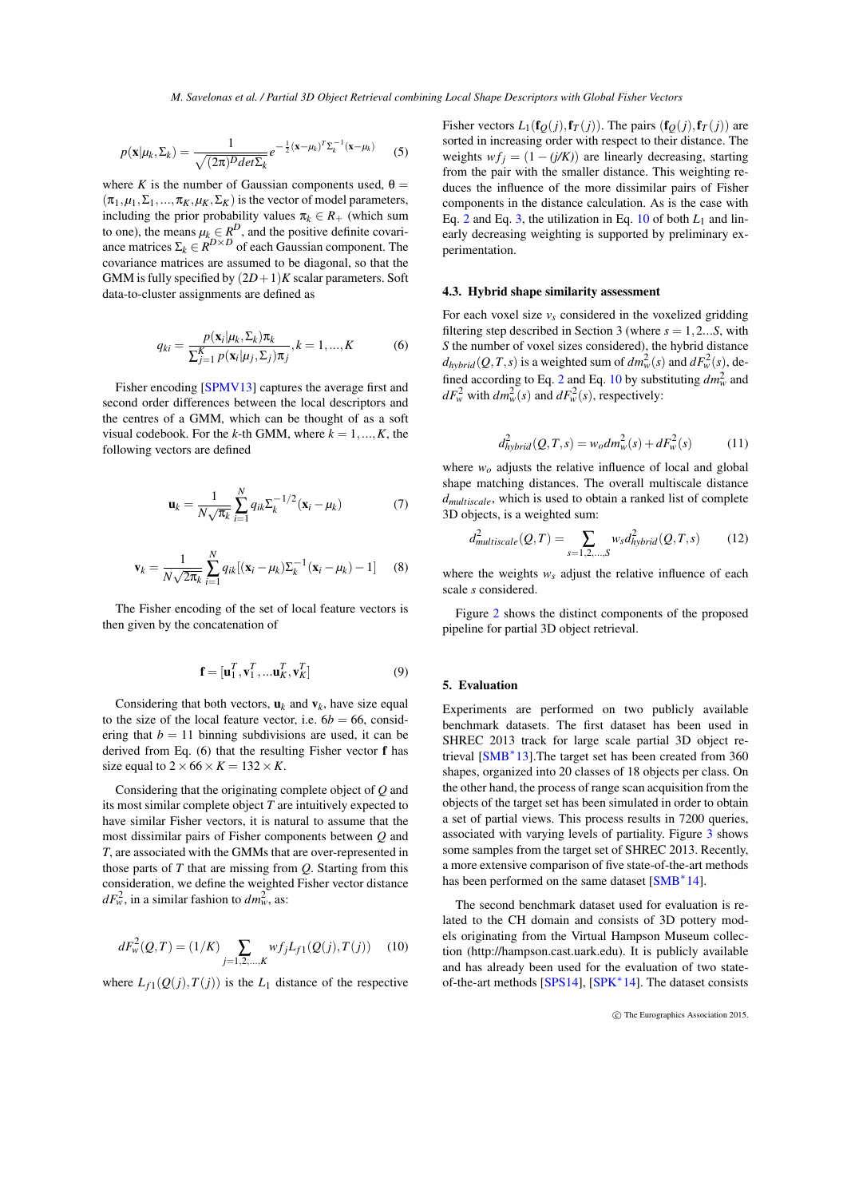$$p(\mathbf{x}|\mu_k, \Sigma_k) = \frac{1}{\sqrt{(2\pi)^D det\Sigma_k}} e^{-\frac{1}{2}(\mathbf{x}-\mu_k)^T \Sigma_k^{-1}(\mathbf{x}-\mu_k)} \quad (5)$$

where $K$ is the number of Gaussian components used, $\theta = (\pi_1, \mu_1, \Sigma_1, ..., \pi_K, \mu_K, \Sigma_K)$ is the vector of model parameters, including the prior probability values $\pi_k \in R_+$ (which sum to one), the means $\mu_k \in R^D$, and the positive definite covariance matrices $\Sigma_k \in R^{D\times D}$ of each Gaussian component. The covariance matrices are assumed to be diagonal, so that the GMM is fully specified by $(2D+1)K$ scalar parameters. Soft data-to-cluster assignments are defined as

$$q_{ki} = \frac{p(\mathbf{x}_i|\mu_k, \Sigma_k)\pi_k}{\sum_{j=1}^{K} p(\mathbf{x}_i|\mu_j, \Sigma_j)\pi_j}, k = 1, ..., K \quad (6)$$

Fisher encoding [SPMV13] captures the average first and second order differences between the local descriptors and the centres of a GMM, which can be thought of as a soft visual codebook. For the $k$-th GMM, where $k = 1, ..., K$, the following vectors are defined

$$\mathbf{u}_k = \frac{1}{N\sqrt{\pi_k}} \sum_{i=1}^{N} q_{ik} \Sigma_k^{-1/2}(\mathbf{x}_i - \mu_k) \quad (7)$$

$$\mathbf{v}_k = \frac{1}{N\sqrt{2\pi_k}} \sum_{i=1}^{N} q_{ik} [(\mathbf{x}_i - \mu_k)\Sigma_k^{-1}(\mathbf{x}_i - \mu_k) - 1] \quad (8)$$

The Fisher encoding of the set of local feature vectors is then given by the concatenation of

$$\mathbf{f} = [\mathbf{u}_1^T, \mathbf{v}_1^T, ...\mathbf{u}_K^T, \mathbf{v}_K^T] \quad (9)$$

Considering that both vectors, $\mathbf{u}_k$ and $\mathbf{v}_k$, have size equal to the size of the local feature vector, i.e. $6b = 66$, considering that $b = 11$ binning subdivisions are used, it can be derived from Eq. (6) that the resulting Fisher vector $\mathbf{f}$ has size equal to $2 \times 66 \times K = 132 \times K$.

Considering that the originating complete object of $Q$ and its most similar complete object $T$ are intuitively expected to have similar Fisher vectors, it is natural to assume that the most dissimilar pairs of Fisher components between $Q$ and $T$, are associated with the GMMs that are over-represented in those parts of $T$ that are missing from $Q$. Starting from this consideration, we define the weighted Fisher vector distance $dF_w^2$, in a similar fashion to $dm_w^2$, as:

$$dF_w^2(Q,T) = (1/K) \sum_{j=1,2,...,K} wf_j L_{f1}(Q(j), T(j)) \quad (10)$$

where $L_{f1}(Q(j), T(j))$ is the $L_1$ distance of the respective Fisher vectors $L_1(\mathbf{f}_Q(j), \mathbf{f}_T(j))$. The pairs $(\mathbf{f}_Q(j), \mathbf{f}_T(j))$ are sorted in increasing order with respect to their distance. The weights $wf_j = (1 - (j/K))$ are linearly decreasing, starting from the pair with the smaller distance. This weighting reduces the influence of the more dissimilar pairs of Fisher components in the distance calculation. As is the case with Eq. 2 and Eq. 3, the utilization in Eq. 10 of both $L_1$ and linearly decreasing weighting is supported by preliminary experimentation.

### 4.3. Hybrid shape similarity assessment

For each voxel size $v_s$ considered in the voxelized gridding filtering step described in Section 3 (where $s = 1, 2...S$, with $S$ the number of voxel sizes considered), the hybrid distance $d_{hybrid}(Q, T, s)$ is a weighted sum of $dm_w^2(s)$ and $dF_w^2(s)$, defined according to Eq. 2 and Eq. 10 by substituting $dm_w^2$ and $dF_w^2$ with $dm_w^2(s)$ and $dF_w^2(s)$, respectively:

$$d_{hybrid}^2(Q,T,s) = w_o dm_w^2(s) + dF_w^2(s) \quad (11)$$

where $w_o$ adjusts the relative influence of local and global shape matching distances. The overall multiscale distance $d_{multiscale}$, which is used to obtain a ranked list of complete 3D objects, is a weighted sum:

$$d_{multiscale}^2(Q,T) = \sum_{s=1,2,...,S} w_s d_{hybrid}^2(Q,T,s) \quad (12)$$

where the weights $w_s$ adjust the relative influence of each scale $s$ considered.

Figure 2 shows the distinct components of the proposed pipeline for partial 3D object retrieval.

## 5. Evaluation

Experiments are performed on two publicly available benchmark datasets. The first dataset has been used in SHREC 2013 track for large scale partial 3D object retrieval [SMB*13].The target set has been created from 360 shapes, organized into 20 classes of 18 objects per class. On the other hand, the process of range scan acquisition from the objects of the target set has been simulated in order to obtain a set of partial views. This process results in 7200 queries, associated with varying levels of partiality. Figure 3 shows some samples from the target set of SHREC 2013. Recently, a more extensive comparison of five state-of-the-art methods has been performed on the same dataset [SMB*14].

The second benchmark dataset used for evaluation is related to the CH domain and consists of 3D pottery models originating from the Virtual Hampson Museum collection (http://hampson.cast.uark.edu). It is publicly available and has already been used for the evaluation of two state-of-the-art methods [SPS14], [SPK*14]. The dataset consists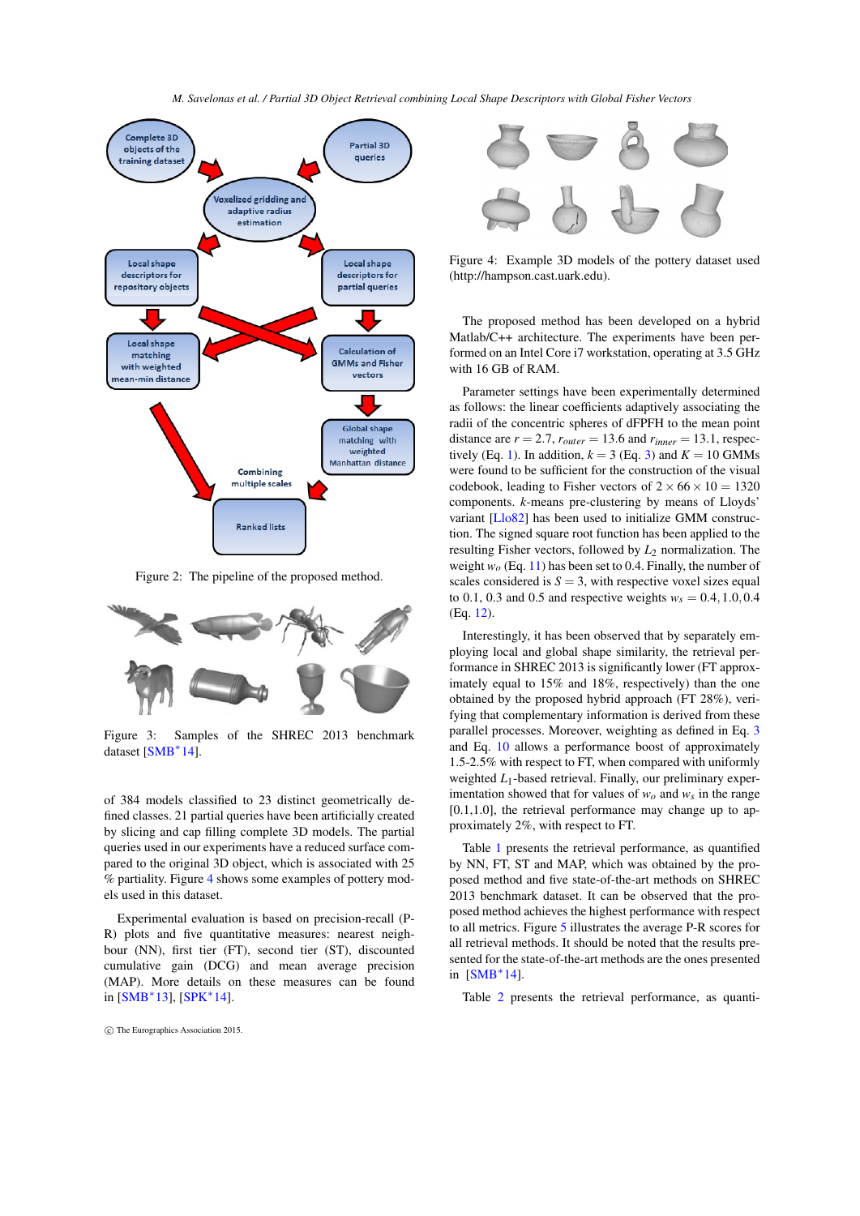Figure 2: The pipeline of the proposed method.

Figure 3: Samples of the SHREC 2013 benchmark dataset [SMB*14].

of 384 models classified to 23 distinct geometrically defined classes. 21 partial queries have been artificially created by slicing and cap filling complete 3D models. The partial queries used in our experiments have a reduced surface compared to the original 3D object, which is associated with 25 % partiality. Figure 4 shows some examples of pottery models used in this dataset.

Experimental evaluation is based on precision-recall (P-R) plots and five quantitative measures: nearest neighbour (NN), first tier (FT), second tier (ST), discounted cumulative gain (DCG) and mean average precision (MAP). More details on these measures can be found in [SMB*13], [SPK*14].

Figure 4: Example 3D models of the pottery dataset used (http://hampson.cast.uark.edu).

The proposed method has been developed on a hybrid Matlab/C++ architecture. The experiments have been performed on an Intel Core i7 workstation, operating at 3.5 GHz with 16 GB of RAM.

Parameter settings have been experimentally determined as follows: the linear coefficients adaptively associating the radii of the concentric spheres of dFPFH to the mean point distance are $r = 2.7$, $r_{outer} = 13.6$ and $r_{inner} = 13.1$, respectively (Eq. 1). In addition, $k = 3$ (Eq. 3) and $K = 10$ GMMs were found to be sufficient for the construction of the visual codebook, leading to Fisher vectors of $2 \times 66 \times 10 = 1320$ components. $k$-means pre-clustering by means of Lloyds' variant [Llo82] has been used to initialize GMM construction. The signed square root function has been applied to the resulting Fisher vectors, followed by $L_2$ normalization. The weight $w_o$ (Eq. 11) has been set to 0.4. Finally, the number of scales considered is $S = 3$, with respective voxel sizes equal to 0.1, 0.3 and 0.5 and respective weights $w_s = 0.4, 1.0, 0.4$ (Eq. 12).

Interestingly, it has been observed that by separately employing local and global shape similarity, the retrieval performance in SHREC 2013 is significantly lower (FT approximately equal to 15% and 18%, respectively) than the one obtained by the proposed hybrid approach (FT 28%), verifying that complementary information is derived from these parallel processes. Moreover, weighting as defined in Eq. 3 and Eq. 10 allows a performance boost of approximately 1.5-2.5% with respect to FT, when compared with uniformly weighted $L_1$-based retrieval. Finally, our preliminary experimentation showed that for values of $w_o$ and $w_s$ in the range [0.1,1.0], the retrieval performance may change up to approximately 2%, with respect to FT.

Table 1 presents the retrieval performance, as quantified by NN, FT, ST and MAP, which was obtained by the proposed method and five state-of-the-art methods on SHREC 2013 benchmark dataset. It can be observed that the proposed method achieves the highest performance with respect to all metrics. Figure 5 illustrates the average P-R scores for all retrieval methods. It should be noted that the results presented for the state-of-the-art methods are the ones presented in [SMB*14].

Table 2 presents the retrieval performance, as quanti-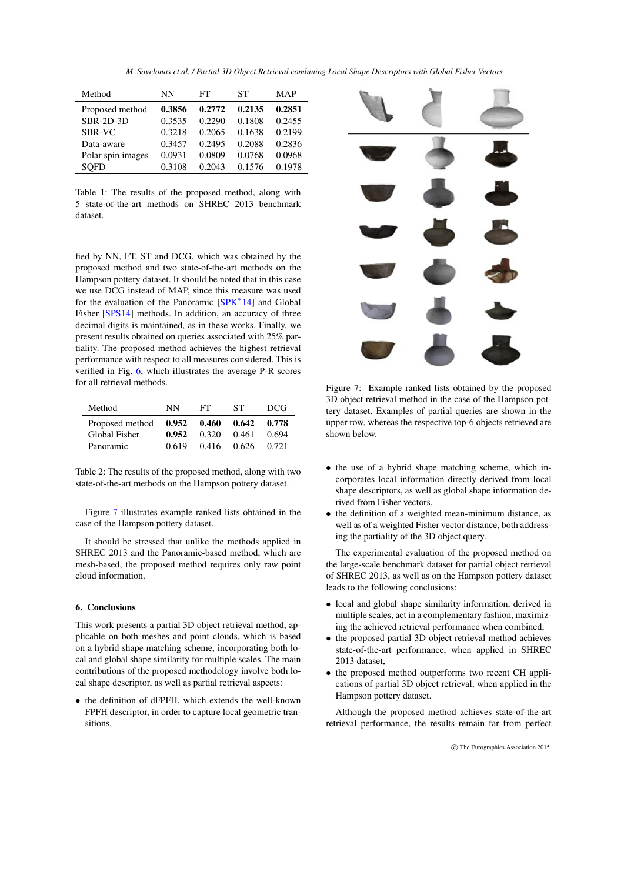| Method | NN | FT | ST | MAP |
|---|---|---|---|---|
| Proposed method | **0.3856** | **0.2772** | **0.2135** | **0.2851** |
| SBR-2D-3D | 0.3535 | 0.2290 | 0.1808 | 0.2455 |
| SBR-VC | 0.3218 | 0.2065 | 0.1638 | 0.2199 |
| Data-aware | 0.3457 | 0.2495 | 0.2088 | 0.2836 |
| Polar spin images | 0.0931 | 0.0809 | 0.0768 | 0.0968 |
| SQFD | 0.3108 | 0.2043 | 0.1576 | 0.1978 |

Table 1: The results of the proposed method, along with 5 state-of-the-art methods on SHREC 2013 benchmark dataset.

fied by NN, FT, ST and DCG, which was obtained by the proposed method and two state-of-the-art methods on the Hampson pottery dataset. It should be noted that in this case we use DCG instead of MAP, since this measure was used for the evaluation of the Panoramic [SPK*14] and Global Fisher [SPS14] methods. In addition, an accuracy of three decimal digits is maintained, as in these works. Finally, we present results obtained on queries associated with 25% partiality. The proposed method achieves the highest retrieval performance with respect to all measures considered. This is verified in Fig. 6, which illustrates the average P-R scores for all retrieval methods.

| Method | NN | FT | ST | DCG |
|---|---|---|---|---|
| Proposed method | **0.952** | **0.460** | **0.642** | **0.778** |
| Global Fisher | **0.952** | 0.320 | 0.461 | 0.694 |
| Panoramic | 0.619 | 0.416 | 0.626 | 0.721 |

Table 2: The results of the proposed method, along with two state-of-the-art methods on the Hampson pottery dataset.

Figure 7 illustrates example ranked lists obtained in the case of the Hampson pottery dataset.

It should be stressed that unlike the methods applied in SHREC 2013 and the Panoramic-based method, which are mesh-based, the proposed method requires only raw point cloud information.

## 6. Conclusions

This work presents a partial 3D object retrieval method, applicable on both meshes and point clouds, which is based on a hybrid shape matching scheme, incorporating both local and global shape similarity for multiple scales. The main contributions of the proposed methodology involve both local shape descriptor, as well as partial retrieval aspects:

- the definition of dFPFH, which extends the well-known FPFH descriptor, in order to capture local geometric transitions,
- the use of a hybrid shape matching scheme, which incorporates local information directly derived from local shape descriptors, as well as global shape information derived from Fisher vectors,
- the definition of a weighted mean-minimum distance, as well as of a weighted Fisher vector distance, both addressing the partiality of the 3D object query.

Figure 7: Example ranked lists obtained by the proposed 3D object retrieval method in the case of the Hampson pottery dataset. Examples of partial queries are shown in the upper row, whereas the respective top-6 objects retrieved are shown below.

The experimental evaluation of the proposed method on the large-scale benchmark dataset for partial object retrieval of SHREC 2013, as well as on the Hampson pottery dataset leads to the following conclusions:

- local and global shape similarity information, derived in multiple scales, act in a complementary fashion, maximizing the achieved retrieval performance when combined,
- the proposed partial 3D object retrieval method achieves state-of-the-art performance, when applied in SHREC 2013 dataset,
- the proposed method outperforms two recent CH applications of partial 3D object retrieval, when applied in the Hampson pottery dataset.

Although the proposed method achieves state-of-the-art retrieval performance, the results remain far from perfect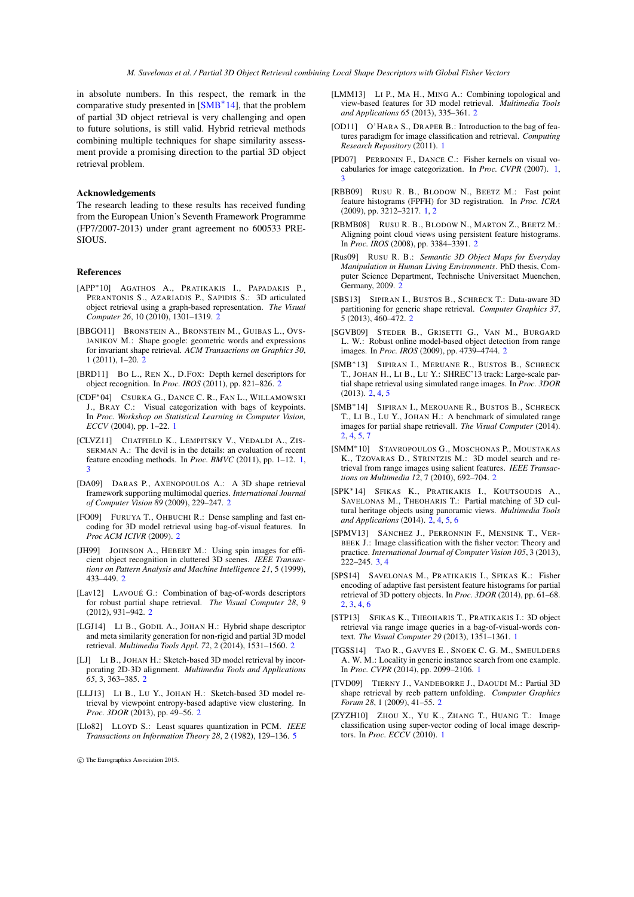in absolute numbers. In this respect, the remark in the comparative study presented in [SMB*14], that the problem of partial 3D object retrieval is very challenging and open to future solutions, is still valid. Hybrid retrieval methods combining multiple techniques for shape similarity assessment provide a promising direction to the partial 3D object retrieval problem.

## Acknowledgements

The research leading to these results has received funding from the European Union's Seventh Framework Programme (FP7/2007-2013) under grant agreement no 600533 PRESIOUS.

## References

[APP*10] AGATHOS A., PRATIKAKIS I., PAPADAKIS P., PERANTONIS S., AZARIADIS P., SAPIDIS S.: 3D articulated object retrieval using a graph-based representation. *The Visual Computer 26*, 10 (2010), 1301–1319. 2

[BBGO11] BRONSTEIN A., BRONSTEIN M., GUIBAS L., OVSJANIKOV M.: Shape google: geometric words and expressions for invariant shape retrieval. *ACM Transactions on Graphics 30*, 1 (2011), 1–20. 2

[BRD11] BO L., REN X., D.FOX: Depth kernel descriptors for object recognition. In *Proc. IROS* (2011), pp. 821–826. 2

[CDF*04] CSURKA G., DANCE C. R., FAN L., WILLAMOWSKI J., BRAY C.: Visual categorization with bags of keypoints. In *Proc. Workshop on Statistical Learning in Computer Vision, ECCV* (2004), pp. 1–22. 1

[CLVZ11] CHATFIELD K., LEMPITSKY V., VEDALDI A., ZISSERMAN A.: The devil is in the details: an evaluation of recent feature encoding methods. In *Proc. BMVC* (2011), pp. 1–12. 1, 3

[DA09] DARAS P., AXENOPOULOS A.: A 3D shape retrieval framework supporting multimodal queries. *International Journal of Computer Vision 89* (2009), 229–247. 2

[FO09] FURUYA T., OHBUCHI R.: Dense sampling and fast encoding for 3D model retrieval using bag-of-visual features. In *Proc ACM ICIVR* (2009). 2

[JH99] JOHNSON A., HEBERT M.: Using spin images for efficient object recognition in cluttered 3D scenes. *IEEE Transactions on Pattern Analysis and Machine Intelligence 21*, 5 (1999), 433–449. 2

[Lav12] LAVOUÉ G.: Combination of bag-of-words descriptors for robust partial shape retrieval. *The Visual Computer 28*, 9 (2012), 931–942. 2

[LGJ14] LI B., GODIL A., JOHAN H.: Hybrid shape descriptor and meta similarity generation for non-rigid and partial 3D model retrieval. *Multimedia Tools Appl. 72*, 2 (2014), 1531–1560. 2

[LJ] LI B., JOHAN H.: Sketch-based 3D model retrieval by incorporating 2D-3D alignment. *Multimedia Tools and Applications 65*, 3, 363–385. 2

[LLJ13] LI B., LU Y., JOHAN H.: Sketch-based 3D model retrieval by viewpoint entropy-based adaptive view clustering. In *Proc. 3DOR* (2013), pp. 49–56. 2

[Llo82] LLOYD S.: Least squares quantization in PCM. *IEEE Transactions on Information Theory 28*, 2 (1982), 129–136. 5

[LMM13] LI P., MA H., MING A.: Combining topological and view-based features for 3D model retrieval. *Multimedia Tools and Applications 65* (2013), 335–361. 2

[OD11] O'HARA S., DRAPER B.: Introduction to the bag of features paradigm for image classification and retrieval. *Computing Research Repository* (2011). 1

[PD07] PERRONIN F., DANCE C.: Fisher kernels on visual vocabularies for image categorization. In *Proc. CVPR* (2007). 1, 3

[RBB09] RUSU R. B., BLODOW N., BEETZ M.: Fast point feature histograms (FPFH) for 3D registration. In *Proc. ICRA* (2009), pp. 3212–3217. 1, 2

[RBMB08] RUSU R. B., BLODOW N., MARTON Z., BEETZ M.: Aligning point cloud views using persistent feature histograms. In *Proc. IROS* (2008), pp. 3384–3391. 2

[Rus09] RUSU R. B.: *Semantic 3D Object Maps for Everyday Manipulation in Human Living Environments*. PhD thesis, Computer Science Department, Technische Universitaet Muenchen, Germany, 2009. 2

[SBS13] SIPIRAN I., BUSTOS B., SCHRECK T.: Data-aware 3D partitioning for generic shape retrieval. *Computer Graphics 37*, 5 (2013), 460–472. 2

[SGVB09] STEDER B., GRISETTI G., VAN M., BURGARD L. W.: Robust online model-based object detection from range images. In *Proc. IROS* (2009), pp. 4739–4744. 2

[SMB*13] SIPIRAN I., MERUANE R., BUSTOS B., SCHRECK T., JOHAN H., LI B., LU Y.: SHREC'13 track: Large-scale partial shape retrieval using simulated range images. In *Proc. 3DOR* (2013). 2, 4, 5

[SMB*14] SIPIRAN I., MEROUANE R., BUSTOS B., SCHRECK T., LI B., LU Y., JOHAN H.: A benchmark of simulated range images for partial shape retrievall. *The Visual Computer* (2014). 2, 4, 5, 7

[SMM*10] STAVROPOULOS G., MOSCHONAS P., MOUSTAKAS K., TZOVARAS D., STRINTZIS M.: 3D model search and retrieval from range images using salient features. *IEEE Transactions on Multimedia 12*, 7 (2010), 692–704. 2

[SPK*14] SFIKAS K., PRATIKAKIS I., KOUTSOUDIS A., SAVELONAS M., THEOHARIS T.: Partial matching of 3D cultural heritage objects using panoramic views. *Multimedia Tools and Applications* (2014). 2, 4, 5, 6

[SPMV13] SÁNCHEZ J., PERRONNIN F., MENSINK T., VERBEEK J.: Image classification with the fisher vector: Theory and practice. *International Journal of Computer Vision 105*, 3 (2013), 222–245. 3, 4

[SPS14] SAVELONAS M., PRATIKAKIS I., SFIKAS K.: Fisher encoding of adaptive fast persistent feature histograms for partial retrieval of 3D pottery objects. In *Proc. 3DOR* (2014), pp. 61–68. 2, 3, 4, 6

[STP13] SFIKAS K., THEOHARIS T., PRATIKAKIS I.: 3D object retrieval via range image queries in a bag-of-visual-words context. *The Visual Computer 29* (2013), 1351–1361. 1

[TGSS14] TAO R., GAVVES E., SNOEK C. G. M., SMEULDERS A. W. M.: Locality in generic instance search from one example. In *Proc. CVPR* (2014), pp. 2099–2106. 1

[TVD09] TIERNY J., VANDEBORRE J., DAOUDI M.: Partial 3D shape retrieval by reeb pattern unfolding. *Computer Graphics Forum 28*, 1 (2009), 41–55. 2

[ZYZH10] ZHOU X., YU K., ZHANG T., HUANG T.: Image classification using super-vector coding of local image descriptors. In *Proc. ECCV* (2010). 1

© The Eurographics Association 2015.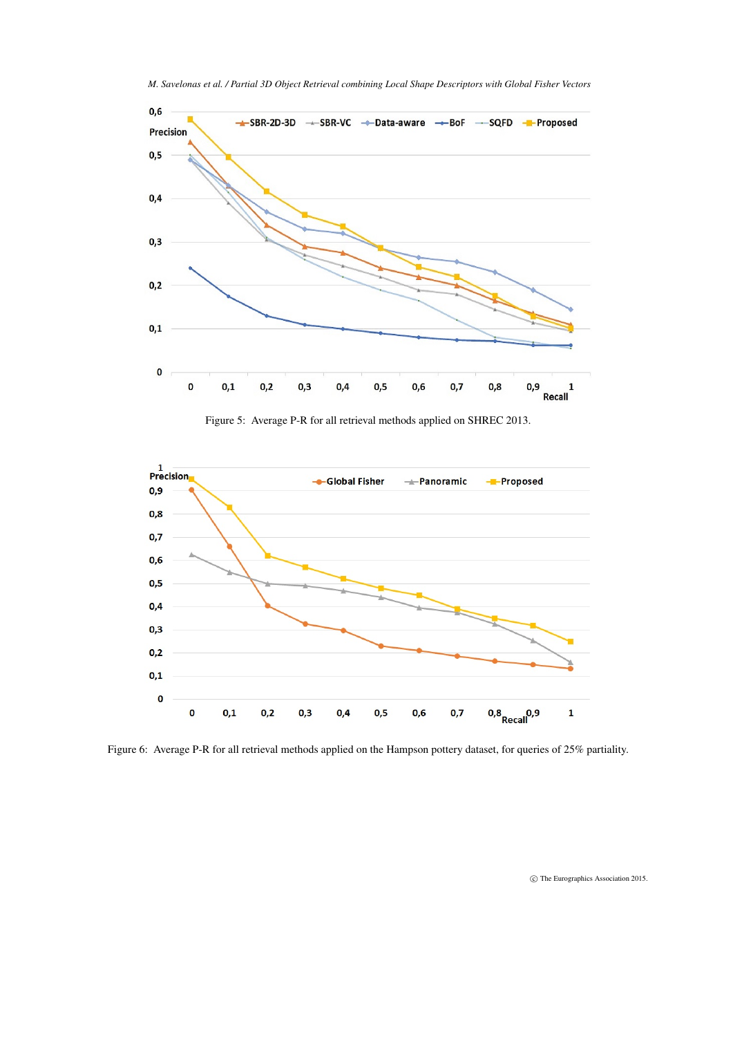0,6

Precision

SBR-2D-3D SBR-VC Data-aware BoF SQFD Proposed

0,5

0,4

0,3

0,2

0,1

0

0 0,1 0,2 0,3 0,4 0,5 0,6 0,7 0,8 0,9 1

Recall

Figure 5: Average P-R for all retrieval methods applied on SHREC 2013.

1

Precision

Global Fisher Panoramic Proposed

0,9

0,8

0,7

0,6

0,5

0,4

0,3

0,2

0,1

0

0 0,1 0,2 0,3 0,4 0,5 0,6 0,7 0,8 0,9 1

Recall

Figure 6: Average P-R for all retrieval methods applied on the Hampson pottery dataset, for queries of 25% partiality.

© The Eurographics Association 2015.